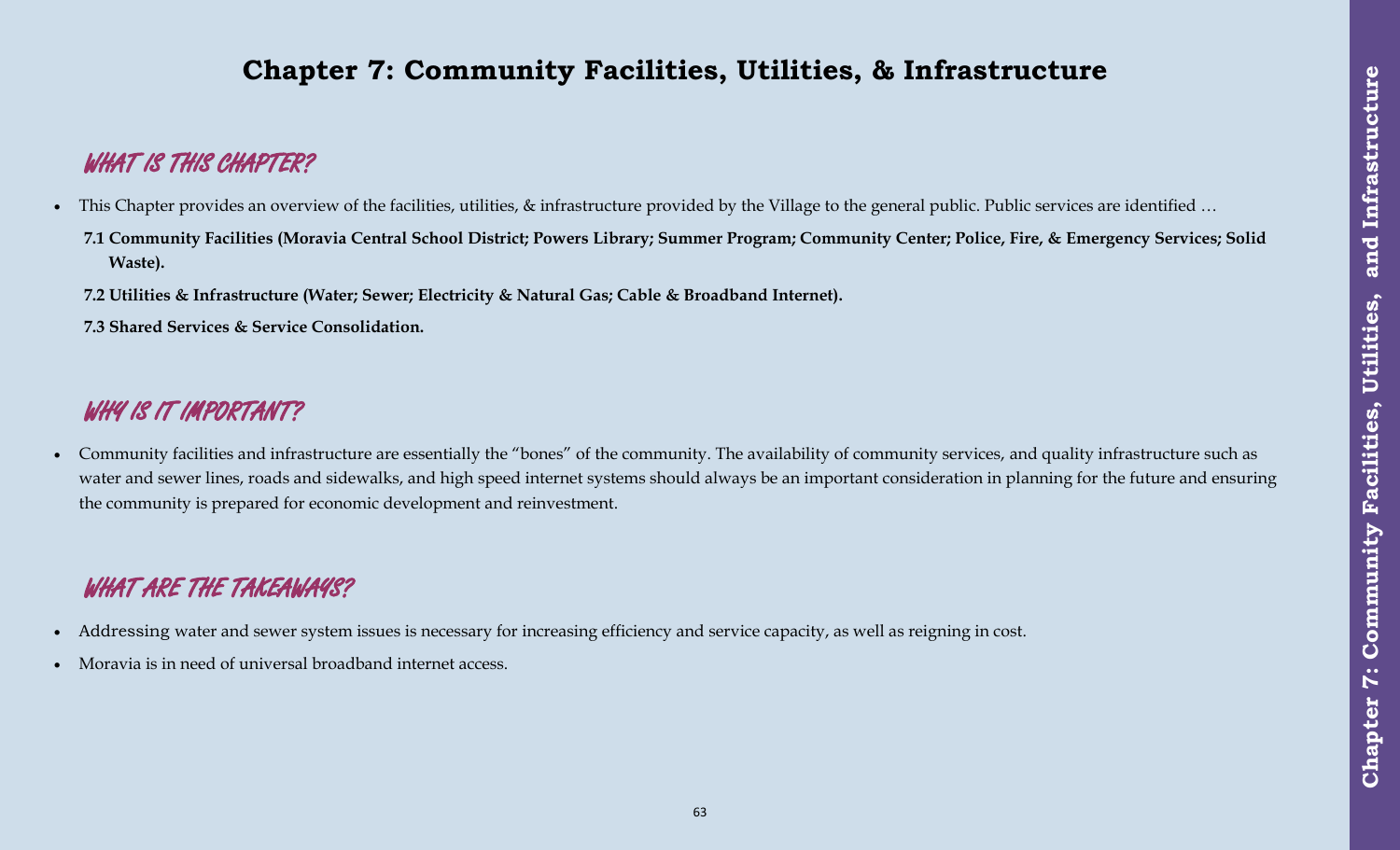# Chapter 7: Community Facilities, Utilities, & Infrastructure

## WHAT IS THIS CHAPTER?

- This Chapter provides an overview of the facilities, utilities, & infrastructure provided by the Village to the general public. Public services are identified …

  **7.1 Community Facilities (Moravia Central School District; Powers Library; Summer Program; Community Center; Police, Fire, & Emergency Services; Solid Waste).**

  **7.2 Utilities & Infrastructure (Water; Sewer; Electricity & Natural Gas; Cable & Broadband Internet).**

  **7.3 Shared Services & Service Consolidation.**

## WHY IS IT IMPORTANT?

- Community facilities and infrastructure are essentially the "bones" of the community. The availability of community services, and quality infrastructure such as water and sewer lines, roads and sidewalks, and high speed internet systems should always be an important consideration in planning for the future and ensuring the community is prepared for economic development and reinvestment.

## WHAT ARE THE TAKEAWAYS?

- Addressing water and sewer system issues is necessary for increasing efficiency and service capacity, as well as reigning in cost.
- Moravia is in need of universal broadband internet access.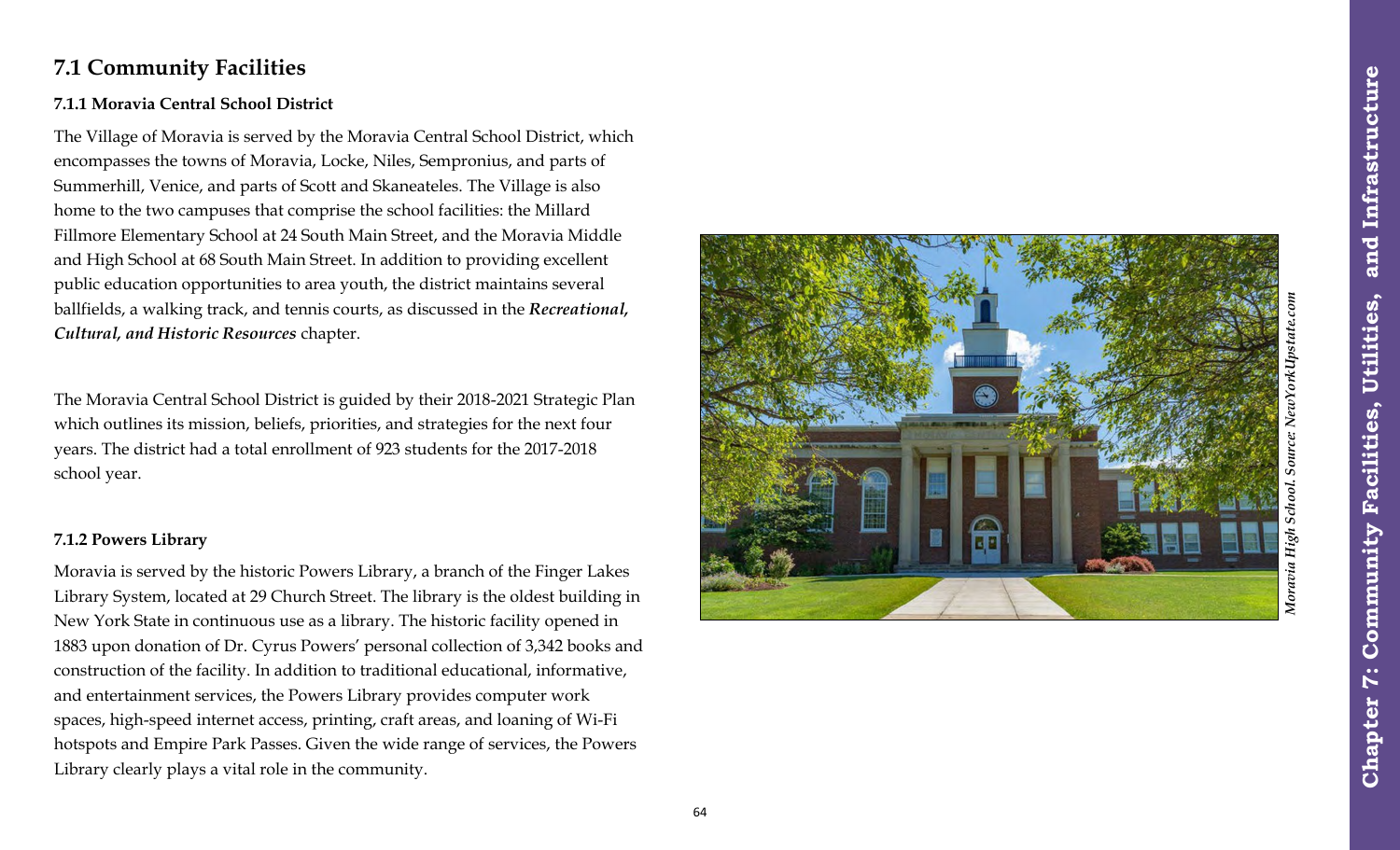## 7.1 Community Facilities

### 7.1.1 Moravia Central School District

The Village of Moravia is served by the Moravia Central School District, which encompasses the towns of Moravia, Locke, Niles, Sempronius, and parts of Summerhill, Venice, and parts of Scott and Skaneateles. The Village is also home to the two campuses that comprise the school facilities: the Millard Fillmore Elementary School at 24 South Main Street, and the Moravia Middle and High School at 68 South Main Street. In addition to providing excellent public education opportunities to area youth, the district maintains several ballfields, a walking track, and tennis courts, as discussed in the ***Recreational, Cultural, and Historic Resources*** chapter.

The Moravia Central School District is guided by their 2018-2021 Strategic Plan which outlines its mission, beliefs, priorities, and strategies for the next four years. The district had a total enrollment of 923 students for the 2017-2018 school year.

*Moravia High School. Source: NewYorkUpstate.com*

### 7.1.2 Powers Library

Moravia is served by the historic Powers Library, a branch of the Finger Lakes Library System, located at 29 Church Street. The library is the oldest building in New York State in continuous use as a library. The historic facility opened in 1883 upon donation of Dr. Cyrus Powers' personal collection of 3,342 books and construction of the facility. In addition to traditional educational, informative, and entertainment services, the Powers Library provides computer work spaces, high-speed internet access, printing, craft areas, and loaning of Wi-Fi hotspots and Empire Park Passes. Given the wide range of services, the Powers Library clearly plays a vital role in the community.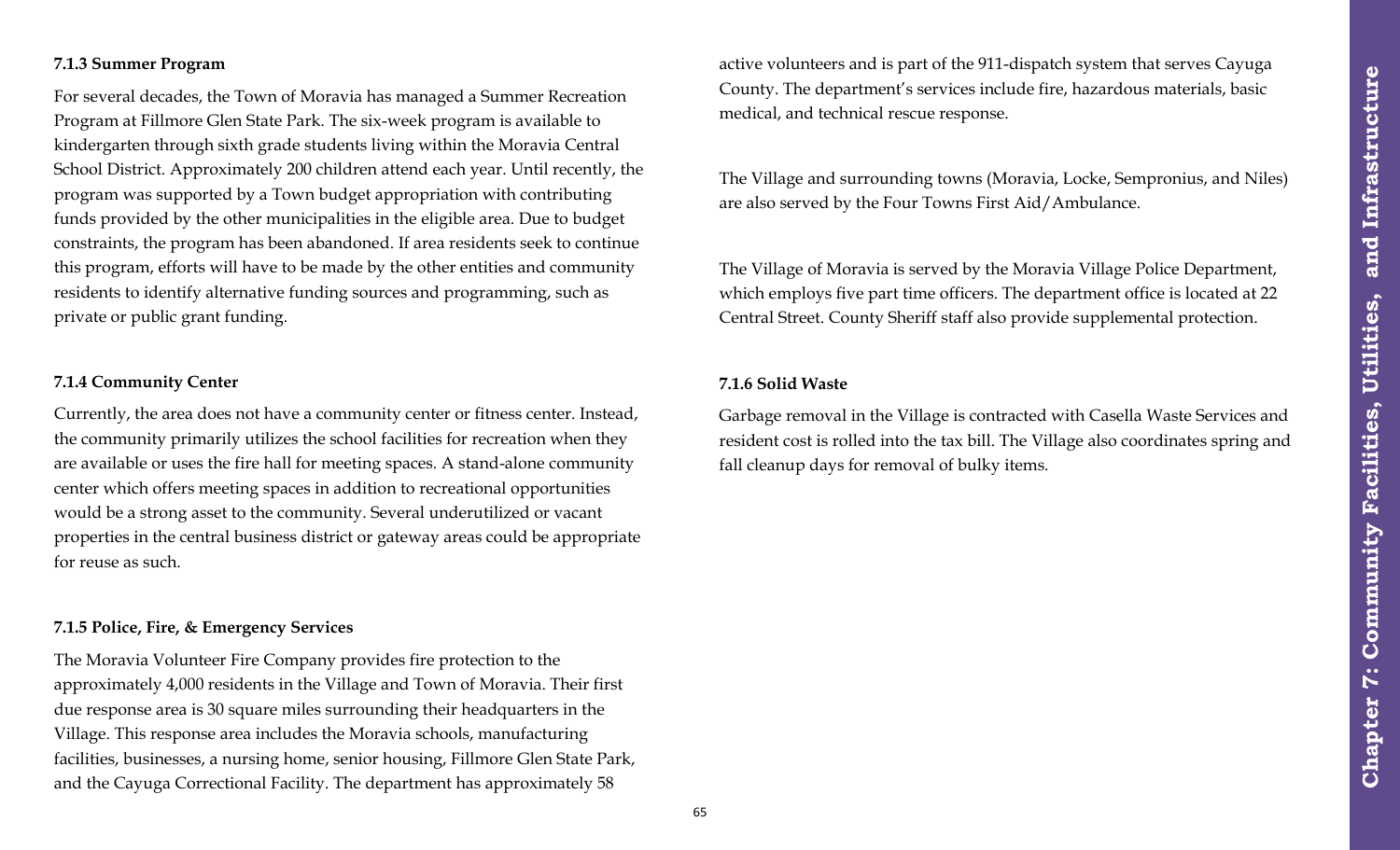### 7.1.3 Summer Program

For several decades, the Town of Moravia has managed a Summer Recreation Program at Fillmore Glen State Park. The six-week program is available to kindergarten through sixth grade students living within the Moravia Central School District. Approximately 200 children attend each year. Until recently, the program was supported by a Town budget appropriation with contributing funds provided by the other municipalities in the eligible area. Due to budget constraints, the program has been abandoned. If area residents seek to continue this program, efforts will have to be made by the other entities and community residents to identify alternative funding sources and programming, such as private or public grant funding.

### 7.1.4 Community Center

Currently, the area does not have a community center or fitness center. Instead, the community primarily utilizes the school facilities for recreation when they are available or uses the fire hall for meeting spaces. A stand-alone community center which offers meeting spaces in addition to recreational opportunities would be a strong asset to the community. Several underutilized or vacant properties in the central business district or gateway areas could be appropriate for reuse as such.

### 7.1.5 Police, Fire, & Emergency Services

The Moravia Volunteer Fire Company provides fire protection to the approximately 4,000 residents in the Village and Town of Moravia. Their first due response area is 30 square miles surrounding their headquarters in the Village. This response area includes the Moravia schools, manufacturing facilities, businesses, a nursing home, senior housing, Fillmore Glen State Park, and the Cayuga Correctional Facility. The department has approximately 58 active volunteers and is part of the 911-dispatch system that serves Cayuga County. The department's services include fire, hazardous materials, basic medical, and technical rescue response.

The Village and surrounding towns (Moravia, Locke, Sempronius, and Niles) are also served by the Four Towns First Aid/Ambulance.

The Village of Moravia is served by the Moravia Village Police Department, which employs five part time officers. The department office is located at 22 Central Street. County Sheriff staff also provide supplemental protection.

### 7.1.6 Solid Waste

Garbage removal in the Village is contracted with Casella Waste Services and resident cost is rolled into the tax bill. The Village also coordinates spring and fall cleanup days for removal of bulky items.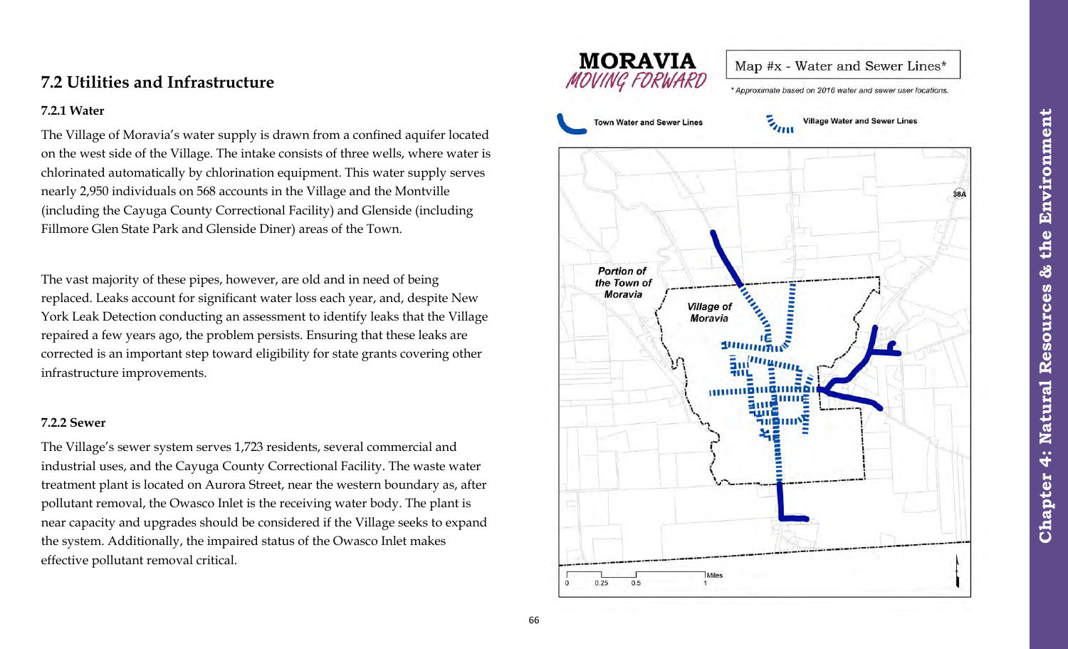## 7.2 Utilities and Infrastructure

### 7.2.1 Water

The Village of Moravia's water supply is drawn from a confined aquifer located on the west side of the Village. The intake consists of three wells, where water is chlorinated automatically by chlorination equipment. This water supply serves nearly 2,950 individuals on 568 accounts in the Village and the Montville (including the Cayuga County Correctional Facility) and Glenside (including Fillmore Glen State Park and Glenside Diner) areas of the Town.

The vast majority of these pipes, however, are old and in need of being replaced. Leaks account for significant water loss each year, and, despite New York Leak Detection conducting an assessment to identify leaks that the Village repaired a few years ago, the problem persists. Ensuring that these leaks are corrected is an important step toward eligibility for state grants covering other infrastructure improvements.

### 7.2.2 Sewer

The Village's sewer system serves 1,723 residents, several commercial and industrial uses, and the Cayuga County Correctional Facility. The waste water treatment plant is located on Aurora Street, near the western boundary as, after pollutant removal, the Owasco Inlet is the receiving water body. The plant is near capacity and upgrades should be considered if the Village seeks to expand the system. Additionally, the impaired status of the Owasco Inlet makes effective pollutant removal critical.

**MORAVIA** *MOVING FORWARD*

Map #x - Water and Sewer Lines*

\* Approximate based on 2016 water and sewer user locations.

Town Water and Sewer Lines

Village Water and Sewer Lines

Portion of the Town of Moravia

Village of Moravia

38A

0 0.25 0.5 1 Miles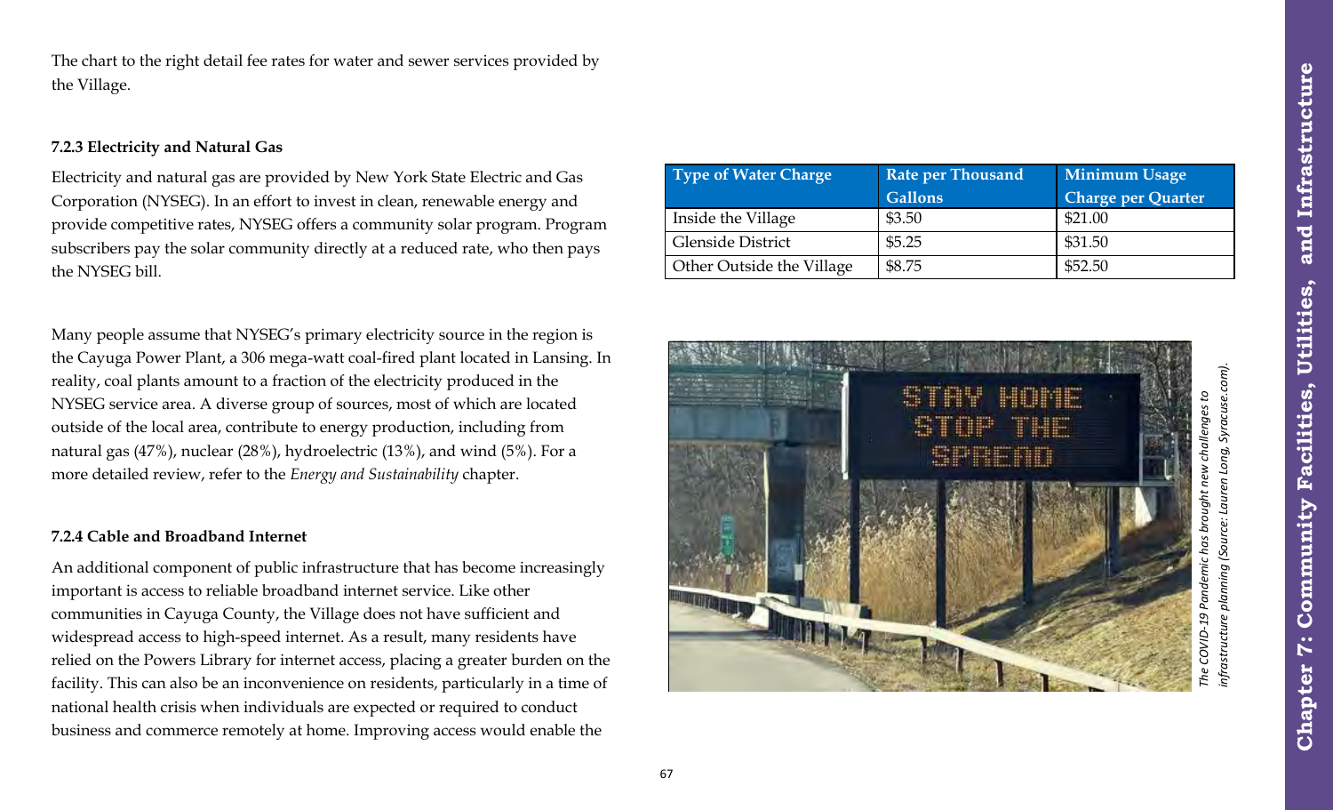The chart to the right detail fee rates for water and sewer services provided by the Village.

### 7.2.3 Electricity and Natural Gas

Electricity and natural gas are provided by New York State Electric and Gas Corporation (NYSEG). In an effort to invest in clean, renewable energy and provide competitive rates, NYSEG offers a community solar program. Program subscribers pay the solar community directly at a reduced rate, who then pays the NYSEG bill.

Many people assume that NYSEG's primary electricity source in the region is the Cayuga Power Plant, a 306 mega-watt coal-fired plant located in Lansing. In reality, coal plants amount to a fraction of the electricity produced in the NYSEG service area. A diverse group of sources, most of which are located outside of the local area, contribute to energy production, including from natural gas (47%), nuclear (28%), hydroelectric (13%), and wind (5%). For a more detailed review, refer to the *Energy and Sustainability* chapter.

### 7.2.4 Cable and Broadband Internet

An additional component of public infrastructure that has become increasingly important is access to reliable broadband internet service. Like other communities in Cayuga County, the Village does not have sufficient and widespread access to high-speed internet. As a result, many residents have relied on the Powers Library for internet access, placing a greater burden on the facility. This can also be an inconvenience on residents, particularly in a time of national health crisis when individuals are expected or required to conduct business and commerce remotely at home. Improving access would enable the

| Type of Water Charge | Rate per Thousand Gallons | Minimum Usage Charge per Quarter |
| --- | --- | --- |
| Inside the Village | $3.50 | $21.00 |
| Glenside District | $5.25 | $31.50 |
| Other Outside the Village | $8.75 | $52.50 |

*The COVID-19 Pandemic has brought new challenges to infrastructure planning (Source: Lauren Long, Syracuse.com).*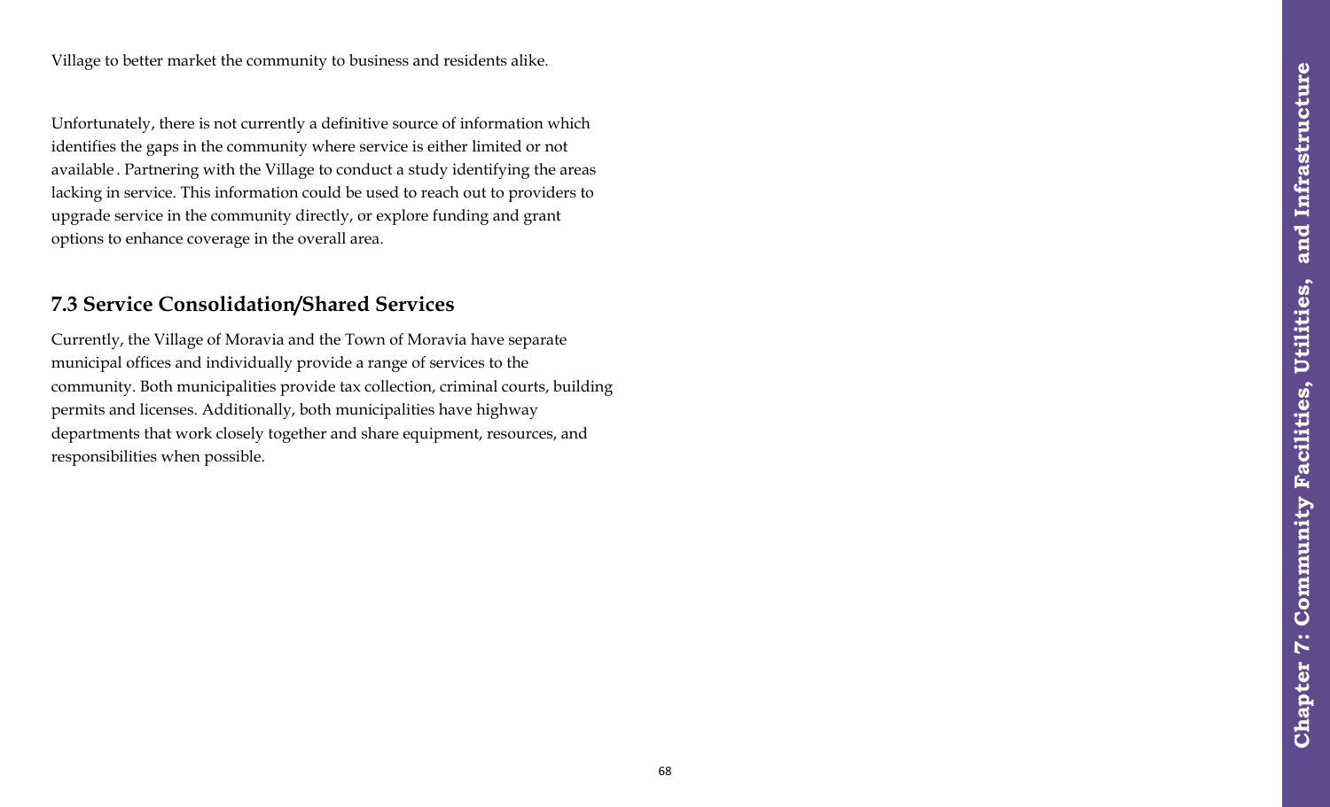Village to better market the community to business and residents alike.

Unfortunately, there is not currently a definitive source of information which identifies the gaps in the community where service is either limited or not available. Partnering with the Village to conduct a study identifying the areas lacking in service. This information could be used to reach out to providers to upgrade service in the community directly, or explore funding and grant options to enhance coverage in the overall area.

## 7.3 Service Consolidation/Shared Services

Currently, the Village of Moravia and the Town of Moravia have separate municipal offices and individually provide a range of services to the community. Both municipalities provide tax collection, criminal courts, building permits and licenses. Additionally, both municipalities have highway departments that work closely together and share equipment, resources, and responsibilities when possible.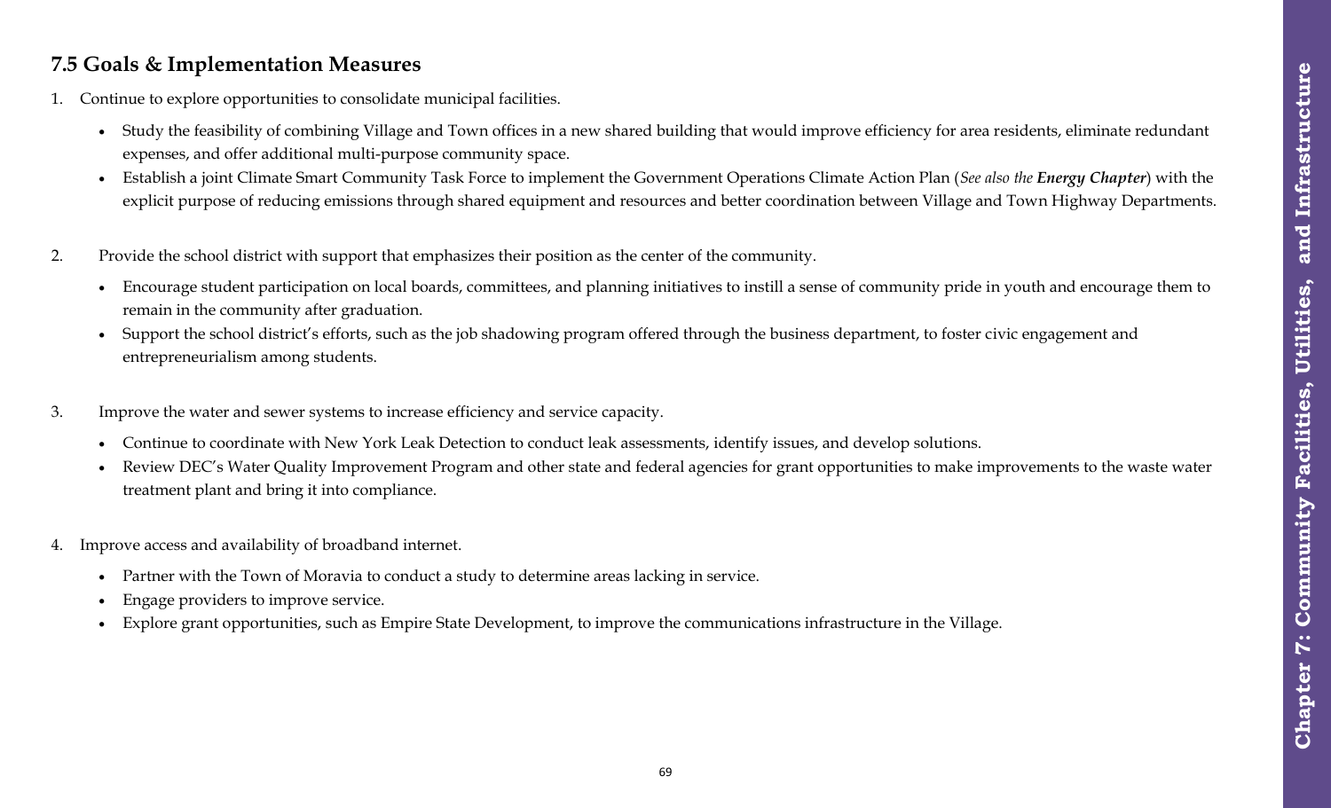## 7.5 Goals & Implementation Measures

1. Continue to explore opportunities to consolidate municipal facilities.
   - Study the feasibility of combining Village and Town offices in a new shared building that would improve efficiency for area residents, eliminate redundant expenses, and offer additional multi-purpose community space.
   - Establish a joint Climate Smart Community Task Force to implement the Government Operations Climate Action Plan (*See also the **Energy Chapter***) with the explicit purpose of reducing emissions through shared equipment and resources and better coordination between Village and Town Highway Departments.

2. Provide the school district with support that emphasizes their position as the center of the community.
   - Encourage student participation on local boards, committees, and planning initiatives to instill a sense of community pride in youth and encourage them to remain in the community after graduation.
   - Support the school district's efforts, such as the job shadowing program offered through the business department, to foster civic engagement and entrepreneurialism among students.

3. Improve the water and sewer systems to increase efficiency and service capacity.
   - Continue to coordinate with New York Leak Detection to conduct leak assessments, identify issues, and develop solutions.
   - Review DEC's Water Quality Improvement Program and other state and federal agencies for grant opportunities to make improvements to the waste water treatment plant and bring it into compliance.

4. Improve access and availability of broadband internet.
   - Partner with the Town of Moravia to conduct a study to determine areas lacking in service.
   - Engage providers to improve service.
   - Explore grant opportunities, such as Empire State Development, to improve the communications infrastructure in the Village.